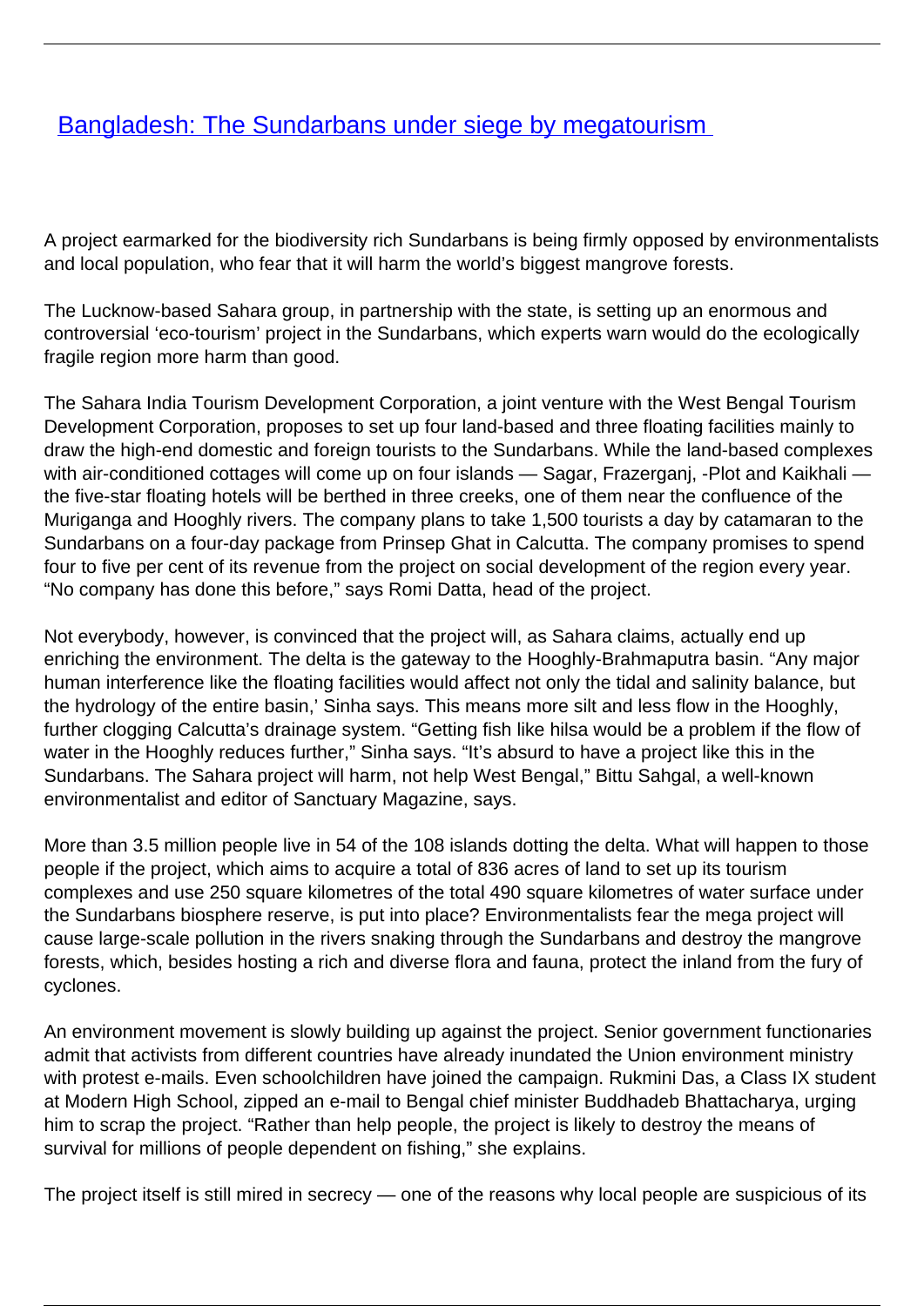# [Bangladesh: The Sundarbans under siege by megatourism](#)

A project earmarked for the biodiversity rich Sundarbans is being firmly opposed by environmentalists and local population, who fear that it will harm the world's biggest mangrove forests.

The Lucknow-based Sahara group, in partnership with the state, is setting up an enormous and controversial 'eco-tourism' project in the Sundarbans, which experts warn would do the ecologically fragile region more harm than good.

The Sahara India Tourism Development Corporation, a joint venture with the West Bengal Tourism Development Corporation, proposes to set up four land-based and three floating facilities mainly to draw the high-end domestic and foreign tourists to the Sundarbans. While the land-based complexes with air-conditioned cottages will come up on four islands — Sagar, Frazerganj, -Plot and Kaikhali — the five-star floating hotels will be berthed in three creeks, one of them near the confluence of the Muriganga and Hooghly rivers. The company plans to take 1,500 tourists a day by catamaran to the Sundarbans on a four-day package from Prinsep Ghat in Calcutta. The company promises to spend four to five per cent of its revenue from the project on social development of the region every year. "No company has done this before," says Romi Datta, head of the project.

Not everybody, however, is convinced that the project will, as Sahara claims, actually end up enriching the environment. The delta is the gateway to the Hooghly-Brahmaputra basin. "Any major human interference like the floating facilities would affect not only the tidal and salinity balance, but the hydrology of the entire basin,' Sinha says. This means more silt and less flow in the Hooghly, further clogging Calcutta's drainage system. "Getting fish like hilsa would be a problem if the flow of water in the Hooghly reduces further," Sinha says. "It's absurd to have a project like this in the Sundarbans. The Sahara project will harm, not help West Bengal," Bittu Sahgal, a well-known environmentalist and editor of Sanctuary Magazine, says.

More than 3.5 million people live in 54 of the 108 islands dotting the delta. What will happen to those people if the project, which aims to acquire a total of 836 acres of land to set up its tourism complexes and use 250 square kilometres of the total 490 square kilometres of water surface under the Sundarbans biosphere reserve, is put into place? Environmentalists fear the mega project will cause large-scale pollution in the rivers snaking through the Sundarbans and destroy the mangrove forests, which, besides hosting a rich and diverse flora and fauna, protect the inland from the fury of cyclones.

An environment movement is slowly building up against the project. Senior government functionaries admit that activists from different countries have already inundated the Union environment ministry with protest e-mails. Even schoolchildren have joined the campaign. Rukmini Das, a Class IX student at Modern High School, zipped an e-mail to Bengal chief minister Buddhadeb Bhattacharya, urging him to scrap the project. "Rather than help people, the project is likely to destroy the means of survival for millions of people dependent on fishing," she explains.

The project itself is still mired in secrecy — one of the reasons why local people are suspicious of its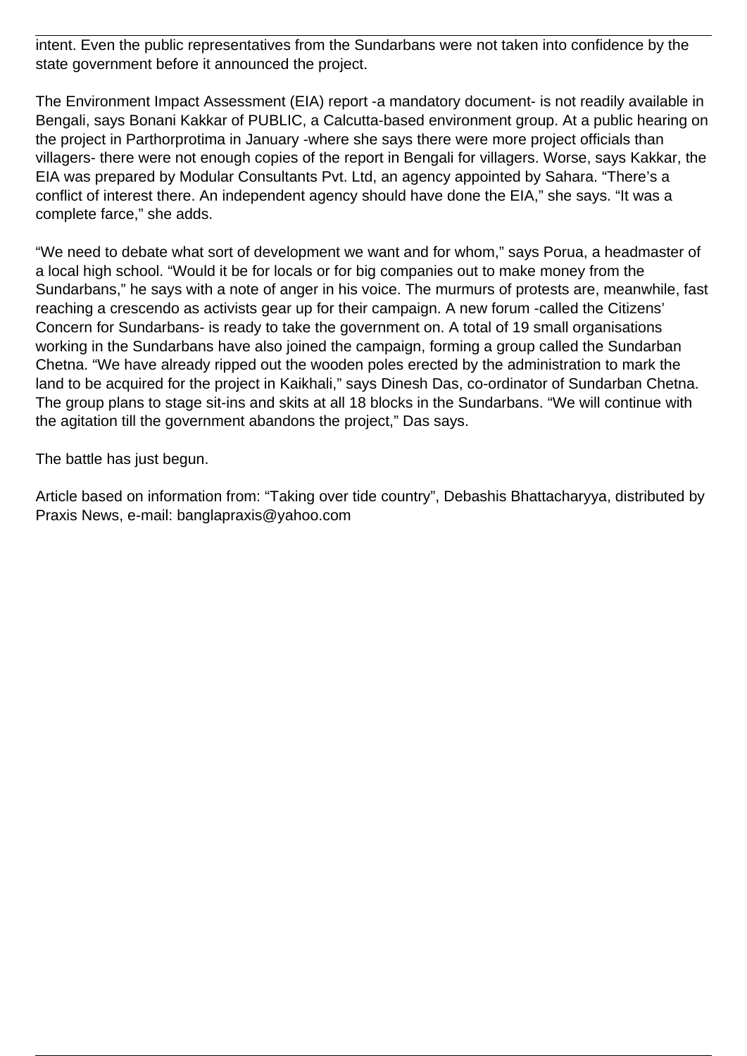intent. Even the public representatives from the Sundarbans were not taken into confidence by the state government before it announced the project.

The Environment Impact Assessment (EIA) report -a mandatory document- is not readily available in Bengali, says Bonani Kakkar of PUBLIC, a Calcutta-based environment group. At a public hearing on the project in Parthorprotima in January -where she says there were more project officials than villagers- there were not enough copies of the report in Bengali for villagers. Worse, says Kakkar, the EIA was prepared by Modular Consultants Pvt. Ltd, an agency appointed by Sahara. "There's a conflict of interest there. An independent agency should have done the EIA," she says. "It was a complete farce," she adds.

"We need to debate what sort of development we want and for whom," says Porua, a headmaster of a local high school. "Would it be for locals or for big companies out to make money from the Sundarbans," he says with a note of anger in his voice. The murmurs of protests are, meanwhile, fast reaching a crescendo as activists gear up for their campaign. A new forum -called the Citizens' Concern for Sundarbans- is ready to take the government on. A total of 19 small organisations working in the Sundarbans have also joined the campaign, forming a group called the Sundarban Chetna. "We have already ripped out the wooden poles erected by the administration to mark the land to be acquired for the project in Kaikhali," says Dinesh Das, co-ordinator of Sundarban Chetna. The group plans to stage sit-ins and skits at all 18 blocks in the Sundarbans. "We will continue with the agitation till the government abandons the project," Das says.

The battle has just begun.

Article based on information from: "Taking over tide country", Debashis Bhattacharyya, distributed by Praxis News, e-mail: banglapraxis@yahoo.com